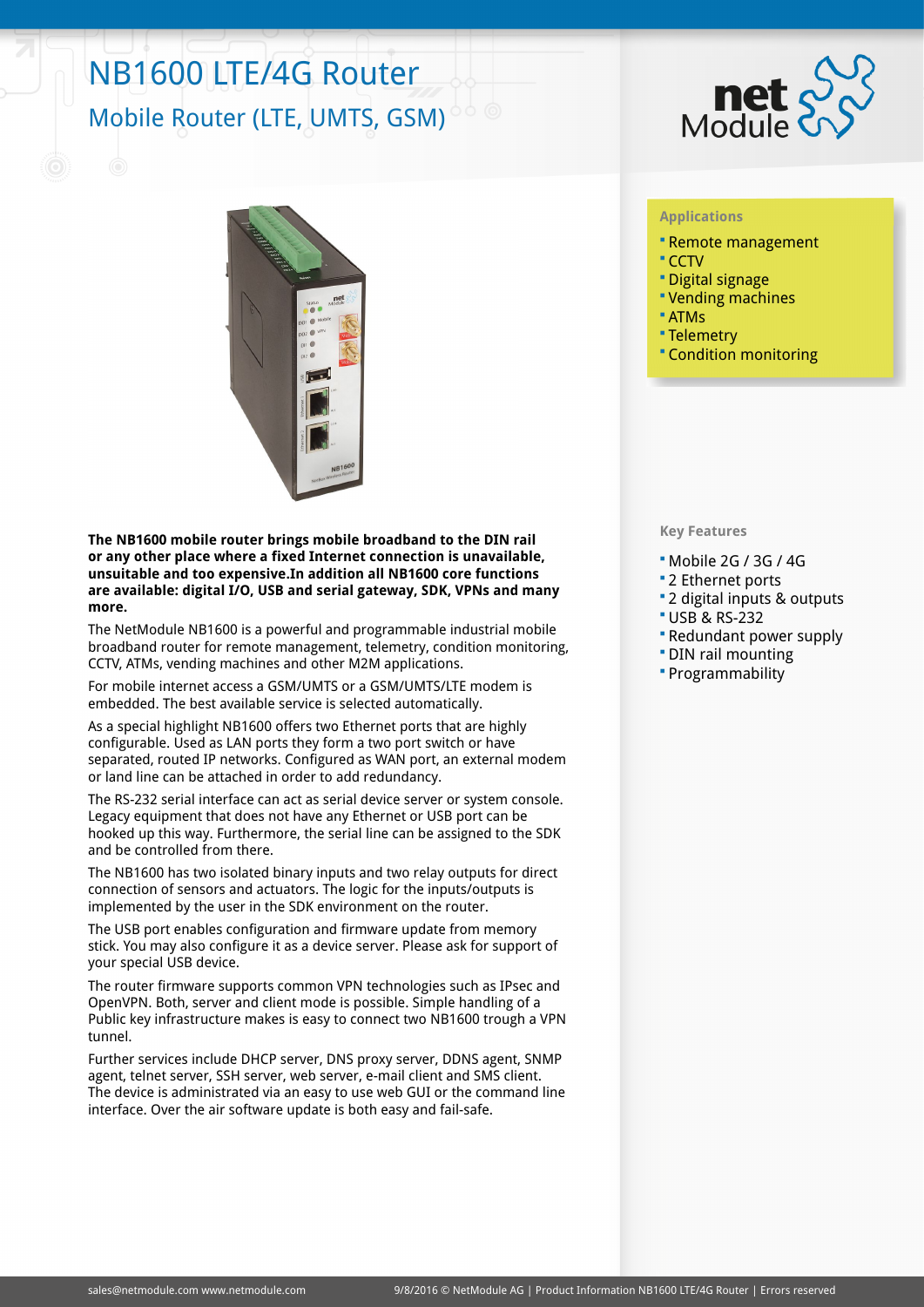# NB1600 LTE/4G Router

## Mobile Router (LTE, UMTS, GSM)

### Applications

- Remote management
- CCTV
- Digital signage
- Vending machines
- ATMs
- Telemetry
- Condition monitoring

**The NB1600 mobile router brings mobile broadband to the DIN rail or any other place where a fixed Internet connection is unavailable, unsuitable and too expensive.In addition all NB1600 core functions are available: digital I/O, USB and serial gateway, SDK, VPNs and many more.**

The NetModule NB1600 is a powerful and programmable industrial mobile broadband router for remote management, telemetry, condition monitoring, CCTV, ATMs, vending machines and other M2M applications.

For mobile internet access a GSM/UMTS or a GSM/UMTS/LTE modem is embedded. The best available service is selected automatically.

As a special highlight NB1600 offers two Ethernet ports that are highly configurable. Used as LAN ports they form a two port switch or have separated, routed IP networks. Configured as WAN port, an external modem or land line can be attached in order to add redundancy.

The RS-232 serial interface can act as serial device server or system console. Legacy equipment that does not have any Ethernet or USB port can be hooked up this way. Furthermore, the serial line can be assigned to the SDK and be controlled from there.

The NB1600 has two isolated binary inputs and two relay outputs for direct connection of sensors and actuators. The logic for the inputs/outputs is implemented by the user in the SDK environment on the router.

The USB port enables configuration and firmware update from memory stick. You may also configure it as a device server. Please ask for support of your special USB device.

The router firmware supports common VPN technologies such as IPsec and OpenVPN. Both, server and client mode is possible. Simple handling of a Public key infrastructure makes is easy to connect two NB1600 trough a VPN tunnel.

Further services include DHCP server, DNS proxy server, DDNS agent, SNMP agent, telnet server, SSH server, web server, e-mail client and SMS client. The device is administrated via an easy to use web GUI or the command line interface. Over the air software update is both easy and fail-safe.

### Key Features

- Mobile 2G / 3G / 4G
- 2 Ethernet ports
- 2 digital inputs & outputs
- USB & RS-232
- Redundant power supply
- DIN rail mounting
- Programmability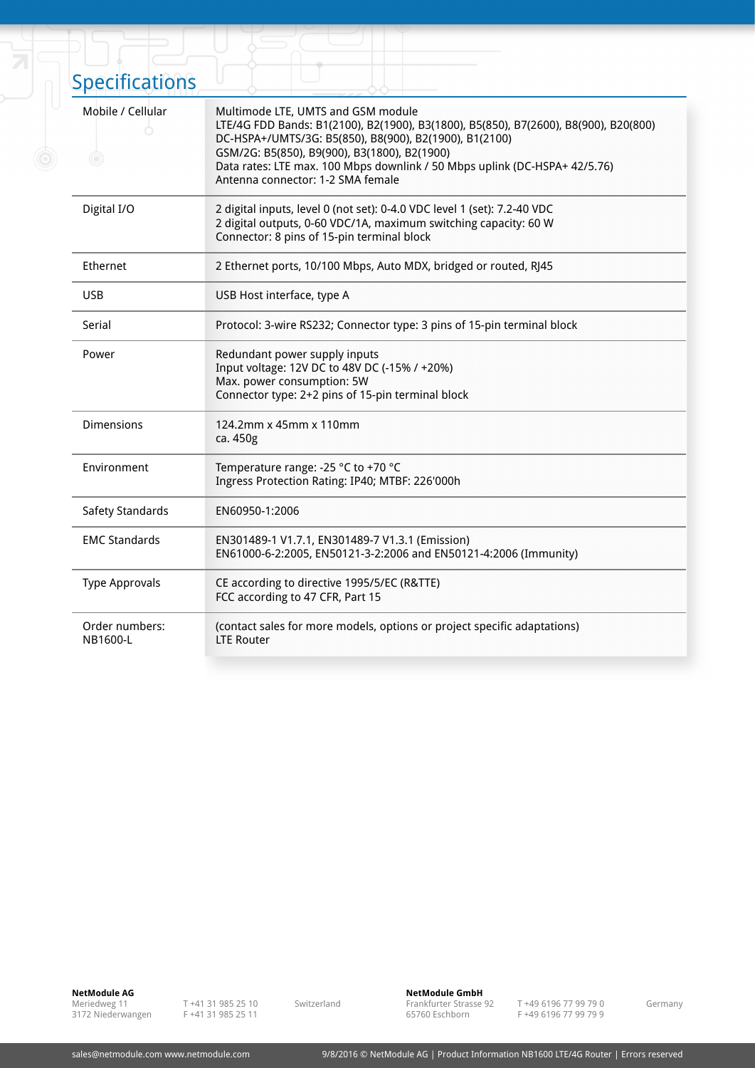## Specifications

| | |
|---|---|
| Mobile / Cellular | Multimode LTE, UMTS and GSM module<br>LTE/4G FDD Bands: B1(2100), B2(1900), B3(1800), B5(850), B7(2600), B8(900), B20(800)<br>DC-HSPA+/UMTS/3G: B5(850), B8(900), B2(1900), B1(2100)<br>GSM/2G: B5(850), B9(900), B3(1800), B2(1900)<br>Data rates: LTE max. 100 Mbps downlink / 50 Mbps uplink (DC-HSPA+ 42/5.76)<br>Antenna connector: 1-2 SMA female |
| Digital I/O | 2 digital inputs, level 0 (not set): 0-4.0 VDC level 1 (set): 7.2-40 VDC<br>2 digital outputs, 0-60 VDC/1A, maximum switching capacity: 60 W<br>Connector: 8 pins of 15-pin terminal block |
| Ethernet | 2 Ethernet ports, 10/100 Mbps, Auto MDX, bridged or routed, RJ45 |
| USB | USB Host interface, type A |
| Serial | Protocol: 3-wire RS232; Connector type: 3 pins of 15-pin terminal block |
| Power | Redundant power supply inputs<br>Input voltage: 12V DC to 48V DC (-15% / +20%)<br>Max. power consumption: 5W<br>Connector type: 2+2 pins of 15-pin terminal block |
| Dimensions | 124.2mm x 45mm x 110mm<br>ca. 450g |
| Environment | Temperature range: -25 °C to +70 °C<br>Ingress Protection Rating: IP40; MTBF: 226'000h |
| Safety Standards | EN60950-1:2006 |
| EMC Standards | EN301489-1 V1.7.1, EN301489-7 V1.3.1 (Emission)<br>EN61000-6-2:2005, EN50121-3-2:2006 and EN50121-4:2006 (Immunity) |
| Type Approvals | CE according to directive 1995/5/EC (R&TTE)<br>FCC according to 47 CFR, Part 15 |
| Order numbers:<br>NB1600-L | (contact sales for more models, options or project specific adaptations)<br>LTE Router |

**NetModule AG**
Meriedweg 11
3172 Niederwangen
T +41 31 985 25 10
F +41 31 985 25 11
Switzerland

**NetModule GmbH**
Frankfurter Strasse 92
65760 Eschborn
T +49 6196 77 99 79 0
F +49 6196 77 99 79 9
Germany

sales@netmodule.com www.netmodule.com

9/8/2016 © NetModule AG | Product Information NB1600 LTE/4G Router | Errors reserved